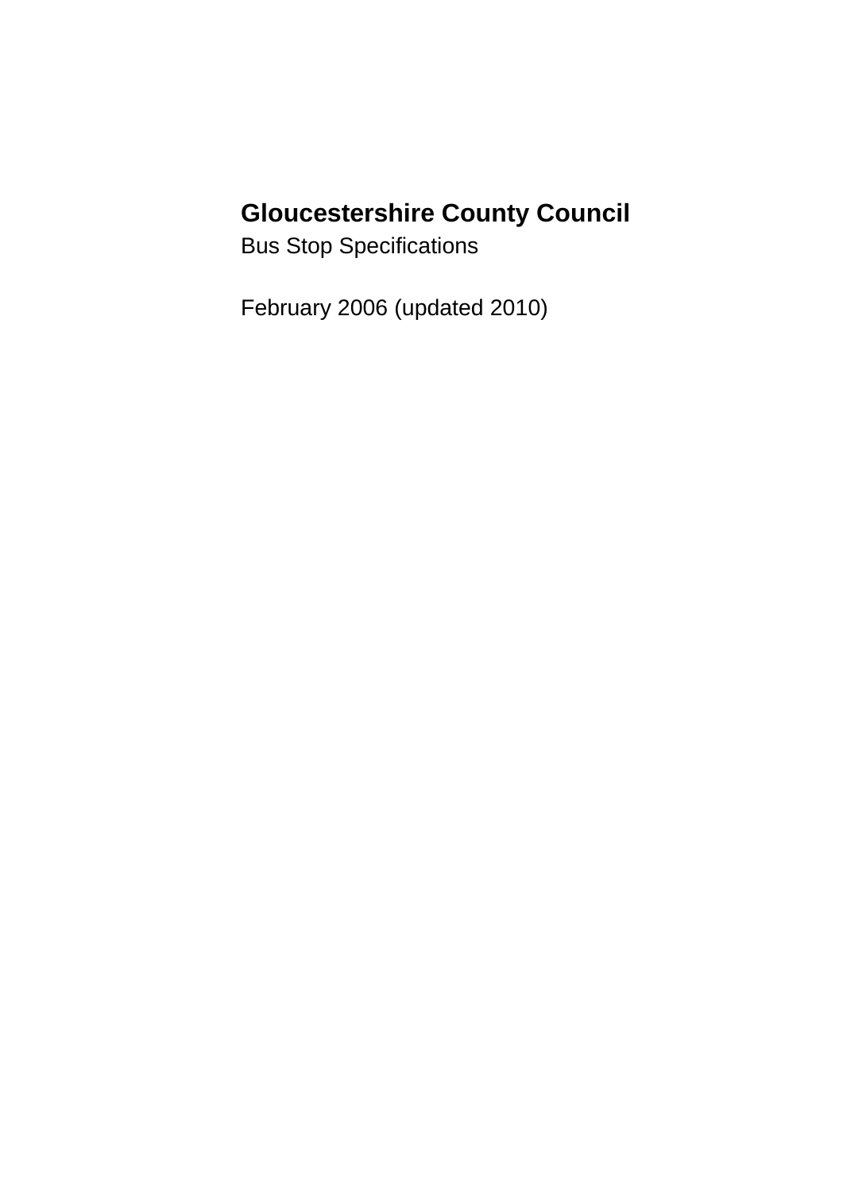# Gloucestershire County Council

Bus Stop Specifications

February 2006 (updated 2010)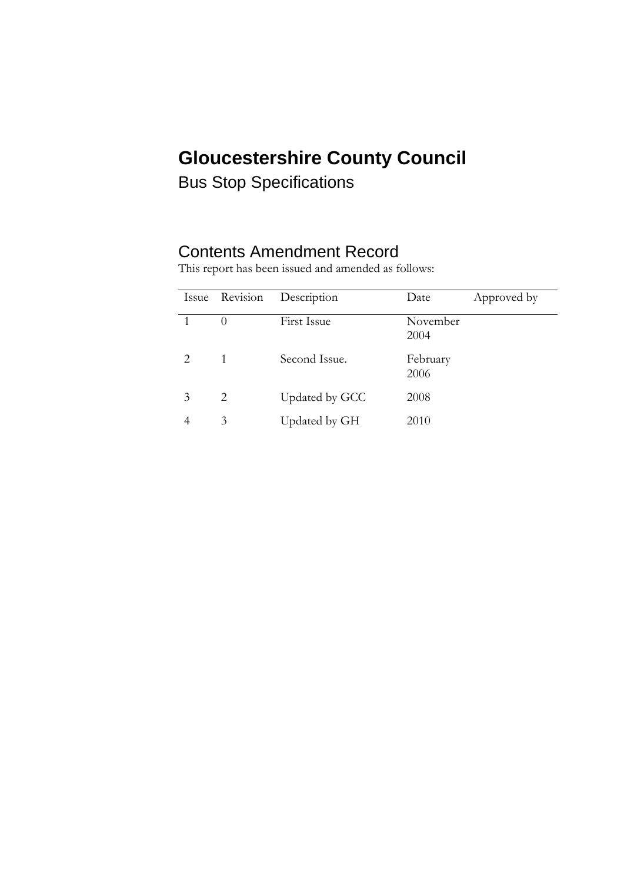# Gloucestershire County Council

Bus Stop Specifications

## Contents Amendment Record

This report has been issued and amended as follows:

| Issue | Revision | Description | Date | Approved by |
|---|---|---|---|---|
| 1 | 0 | First Issue | November 2004 | |
| 2 | 1 | Second Issue. | February 2006 | |
| 3 | 2 | Updated by GCC | 2008 | |
| 4 | 3 | Updated by GH | 2010 | |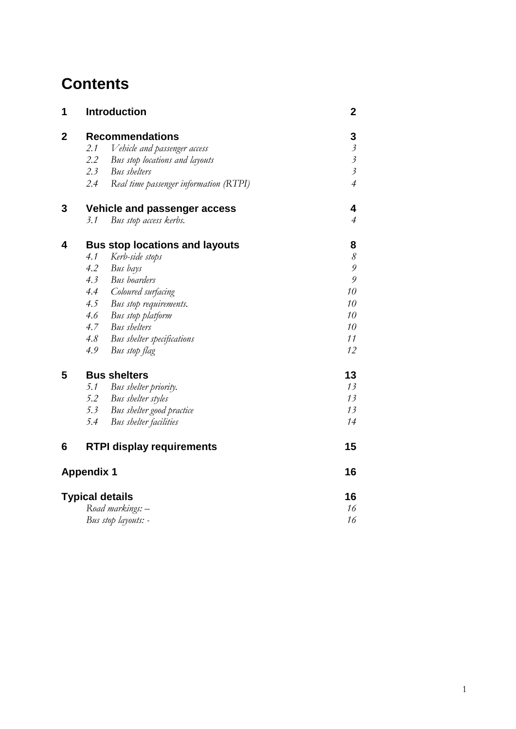# Contents

| | | |
|---|---|---|
| **1** | **Introduction** | **2** |
| **2** | **Recommendations** | **3** |
| | *2.1 Vehicle and passenger access* | *3* |
| | *2.2 Bus stop locations and layouts* | *3* |
| | *2.3 Bus shelters* | *3* |
| | *2.4 Real time passenger information (RTPI)* | *4* |
| **3** | **Vehicle and passenger access** | **4** |
| | *3.1 Bus stop access kerbs.* | *4* |
| **4** | **Bus stop locations and layouts** | **8** |
| | *4.1 Kerb-side stops* | *8* |
| | *4.2 Bus bays* | *9* |
| | *4.3 Bus boarders* | *9* |
| | *4.4 Coloured surfacing* | *10* |
| | *4.5 Bus stop requirements.* | *10* |
| | *4.6 Bus stop platform* | *10* |
| | *4.7 Bus shelters* | *10* |
| | *4.8 Bus shelter specifications* | *11* |
| | *4.9 Bus stop flag* | *12* |
| **5** | **Bus shelters** | **13** |
| | *5.1 Bus shelter priority.* | *13* |
| | *5.2 Bus shelter styles* | *13* |
| | *5.3 Bus shelter good practice* | *13* |
| | *5.4 Bus shelter facilities* | *14* |
| **6** | **RTPI display requirements** | **15** |
| **Appendix 1** | | **16** |
| **Typical details** | | **16** |
| | *Road markings: –* | *16* |
| | *Bus stop layouts: -* | *16* |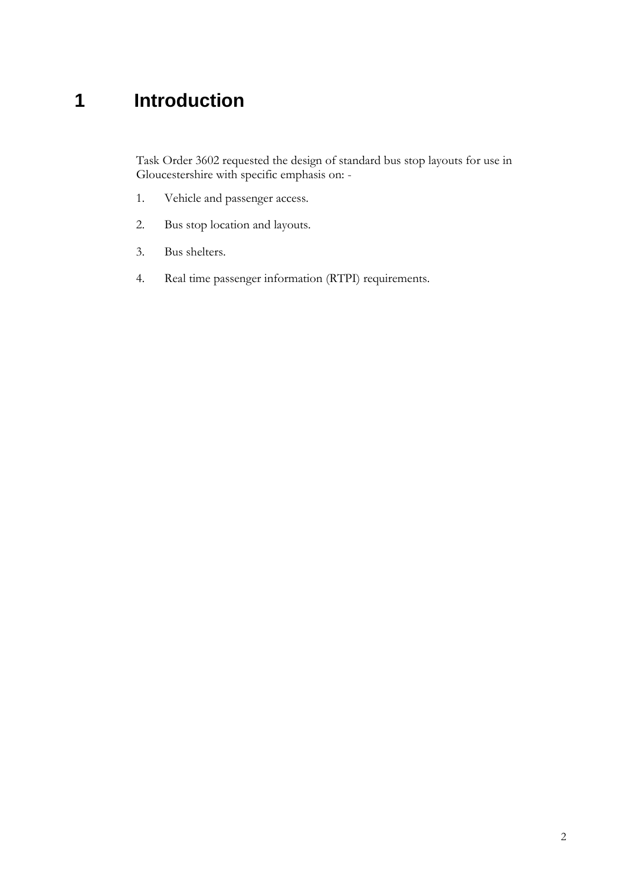# 1 Introduction

Task Order 3602 requested the design of standard bus stop layouts for use in Gloucestershire with specific emphasis on: -

1. Vehicle and passenger access.
2. Bus stop location and layouts.
3. Bus shelters.
4. Real time passenger information (RTPI) requirements.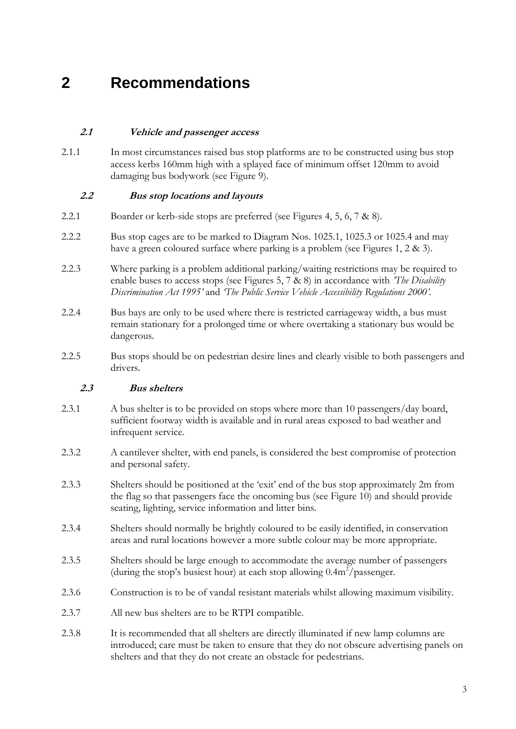# 2 Recommendations

## 2.1 *Vehicle and passenger access*

2.1.1 In most circumstances raised bus stop platforms are to be constructed using bus stop access kerbs 160mm high with a splayed face of minimum offset 120mm to avoid damaging bus bodywork (see Figure 9).

## 2.2 *Bus stop locations and layouts*

2.2.1 Boarder or kerb-side stops are preferred (see Figures 4, 5, 6, 7 & 8).

2.2.2 Bus stop cages are to be marked to Diagram Nos. 1025.1, 1025.3 or 1025.4 and may have a green coloured surface where parking is a problem (see Figures 1, 2 & 3).

2.2.3 Where parking is a problem additional parking/waiting restrictions may be required to enable buses to access stops (see Figures 5, 7 & 8) in accordance with *'The Disability Discrimination Act 1995'* and *'The Public Service Vehicle Accessibility Regulations 2000'*.

2.2.4 Bus bays are only to be used where there is restricted carriageway width, a bus must remain stationary for a prolonged time or where overtaking a stationary bus would be dangerous.

2.2.5 Bus stops should be on pedestrian desire lines and clearly visible to both passengers and drivers.

## 2.3 *Bus shelters*

2.3.1 A bus shelter is to be provided on stops where more than 10 passengers/day board, sufficient footway width is available and in rural areas exposed to bad weather and infrequent service.

2.3.2 A cantilever shelter, with end panels, is considered the best compromise of protection and personal safety.

2.3.3 Shelters should be positioned at the 'exit' end of the bus stop approximately 2m from the flag so that passengers face the oncoming bus (see Figure 10) and should provide seating, lighting, service information and litter bins.

2.3.4 Shelters should normally be brightly coloured to be easily identified, in conservation areas and rural locations however a more subtle colour may be more appropriate.

2.3.5 Shelters should be large enough to accommodate the average number of passengers (during the stop's busiest hour) at each stop allowing $0.4m^2$/passenger.

2.3.6 Construction is to be of vandal resistant materials whilst allowing maximum visibility.

2.3.7 All new bus shelters are to be RTPI compatible.

2.3.8 It is recommended that all shelters are directly illuminated if new lamp columns are introduced; care must be taken to ensure that they do not obscure advertising panels on shelters and that they do not create an obstacle for pedestrians.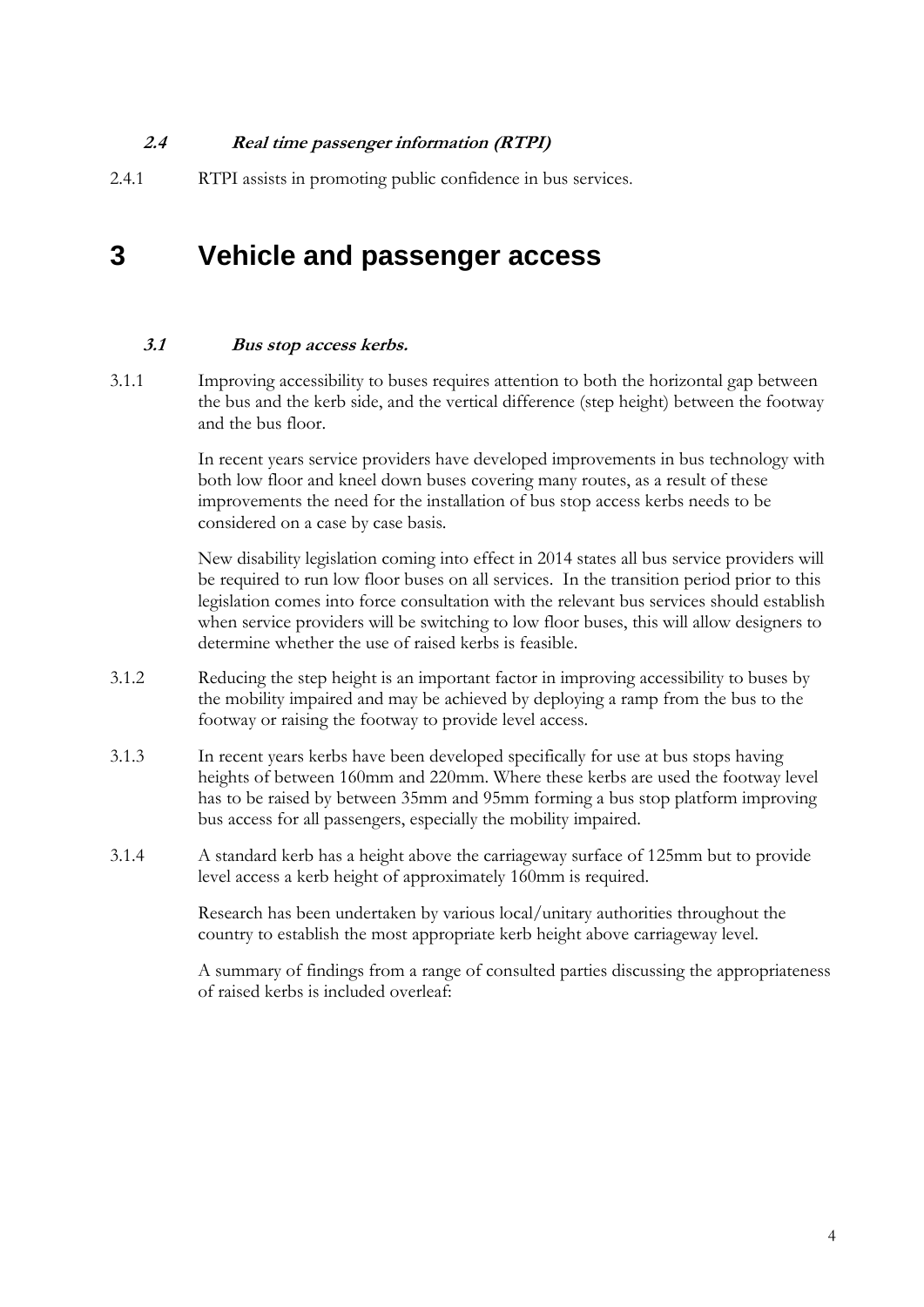### *2.4 Real time passenger information (RTPI)*

2.4.1 RTPI assists in promoting public confidence in bus services.

# 3 Vehicle and passenger access

### *3.1 Bus stop access kerbs.*

3.1.1 Improving accessibility to buses requires attention to both the horizontal gap between the bus and the kerb side, and the vertical difference (step height) between the footway and the bus floor.

In recent years service providers have developed improvements in bus technology with both low floor and kneel down buses covering many routes, as a result of these improvements the need for the installation of bus stop access kerbs needs to be considered on a case by case basis.

New disability legislation coming into effect in 2014 states all bus service providers will be required to run low floor buses on all services. In the transition period prior to this legislation comes into force consultation with the relevant bus services should establish when service providers will be switching to low floor buses, this will allow designers to determine whether the use of raised kerbs is feasible.

3.1.2 Reducing the step height is an important factor in improving accessibility to buses by the mobility impaired and may be achieved by deploying a ramp from the bus to the footway or raising the footway to provide level access.

3.1.3 In recent years kerbs have been developed specifically for use at bus stops having heights of between 160mm and 220mm. Where these kerbs are used the footway level has to be raised by between 35mm and 95mm forming a bus stop platform improving bus access for all passengers, especially the mobility impaired.

3.1.4 A standard kerb has a height above the carriageway surface of 125mm but to provide level access a kerb height of approximately 160mm is required.

Research has been undertaken by various local/unitary authorities throughout the country to establish the most appropriate kerb height above carriageway level.

A summary of findings from a range of consulted parties discussing the appropriateness of raised kerbs is included overleaf: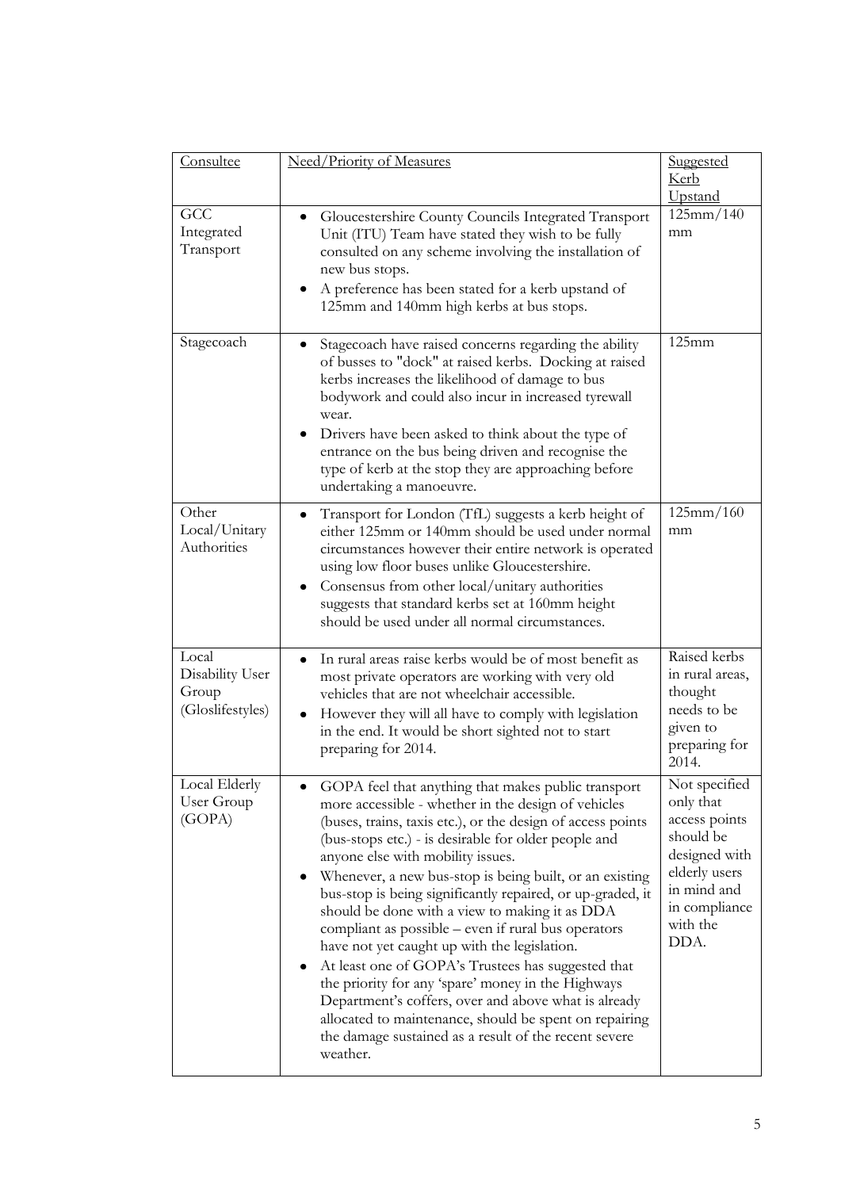| Consultee | Need/Priority of Measures | Suggested Kerb Upstand |
|---|---|---|
| GCC Integrated Transport | • Gloucestershire County Councils Integrated Transport Unit (ITU) Team have stated they wish to be fully consulted on any scheme involving the installation of new bus stops.<br>• A preference has been stated for a kerb upstand of 125mm and 140mm high kerbs at bus stops. | 125mm/140 mm |
| Stagecoach | • Stagecoach have raised concerns regarding the ability of busses to "dock" at raised kerbs. Docking at raised kerbs increases the likelihood of damage to bus bodywork and could also incur in increased tyrewall wear.<br>• Drivers have been asked to think about the type of entrance on the bus being driven and recognise the type of kerb at the stop they are approaching before undertaking a manoeuvre. | 125mm |
| Other Local/Unitary Authorities | • Transport for London (TfL) suggests a kerb height of either 125mm or 140mm should be used under normal circumstances however their entire network is operated using low floor buses unlike Gloucestershire.<br>• Consensus from other local/unitary authorities suggests that standard kerbs set at 160mm height should be used under all normal circumstances. | 125mm/160 mm |
| Local Disability User Group (Gloslifestyles) | • In rural areas raise kerbs would be of most benefit as most private operators are working with very old vehicles that are not wheelchair accessible.<br>• However they will all have to comply with legislation in the end. It would be short sighted not to start preparing for 2014. | Raised kerbs in rural areas, thought needs to be given to preparing for 2014. |
| Local Elderly User Group (GOPA) | • GOPA feel that anything that makes public transport more accessible - whether in the design of vehicles (buses, trains, taxis etc.), or the design of access points (bus-stops etc.) - is desirable for older people and anyone else with mobility issues.<br>• Whenever, a new bus-stop is being built, or an existing bus-stop is being significantly repaired, or up-graded, it should be done with a view to making it as DDA compliant as possible – even if rural bus operators have not yet caught up with the legislation.<br>• At least one of GOPA's Trustees has suggested that the priority for any 'spare' money in the Highways Department's coffers, over and above what is already allocated to maintenance, should be spent on repairing the damage sustained as a result of the recent severe weather. | Not specified only that access points should be designed with elderly users in mind and in compliance with the DDA. |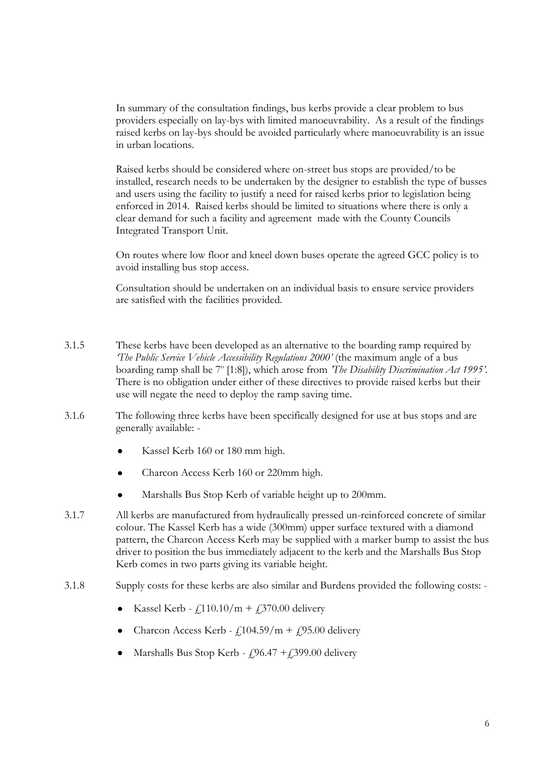In summary of the consultation findings, bus kerbs provide a clear problem to bus providers especially on lay-bys with limited manoeuvrability. As a result of the findings raised kerbs on lay-bys should be avoided particularly where manoeuvrability is an issue in urban locations.

Raised kerbs should be considered where on-street bus stops are provided/to be installed, research needs to be undertaken by the designer to establish the type of busses and users using the facility to justify a need for raised kerbs prior to legislation being enforced in 2014. Raised kerbs should be limited to situations where there is only a clear demand for such a facility and agreement made with the County Councils Integrated Transport Unit.

On routes where low floor and kneel down buses operate the agreed GCC policy is to avoid installing bus stop access.

Consultation should be undertaken on an individual basis to ensure service providers are satisfied with the facilities provided.

3.1.5 These kerbs have been developed as an alternative to the boarding ramp required by *'The Public Service Vehicle Accessibility Regulations 2000'* (the maximum angle of a bus boarding ramp shall be 7° [1:8]), which arose from *'The Disability Discrimination Act 1995'*. There is no obligation under either of these directives to provide raised kerbs but their use will negate the need to deploy the ramp saving time.

3.1.6 The following three kerbs have been specifically designed for use at bus stops and are generally available: -

- Kassel Kerb 160 or 180 mm high.
- Charcon Access Kerb 160 or 220mm high.
- Marshalls Bus Stop Kerb of variable height up to 200mm.

3.1.7 All kerbs are manufactured from hydraulically pressed un-reinforced concrete of similar colour. The Kassel Kerb has a wide (300mm) upper surface textured with a diamond pattern, the Charcon Access Kerb may be supplied with a marker bump to assist the bus driver to position the bus immediately adjacent to the kerb and the Marshalls Bus Stop Kerb comes in two parts giving its variable height.

3.1.8 Supply costs for these kerbs are also similar and Burdens provided the following costs: -

- Kassel Kerb - £110.10/m + £370.00 delivery
- Charcon Access Kerb - £104.59/m + £95.00 delivery
- Marshalls Bus Stop Kerb - £96.47 +£399.00 delivery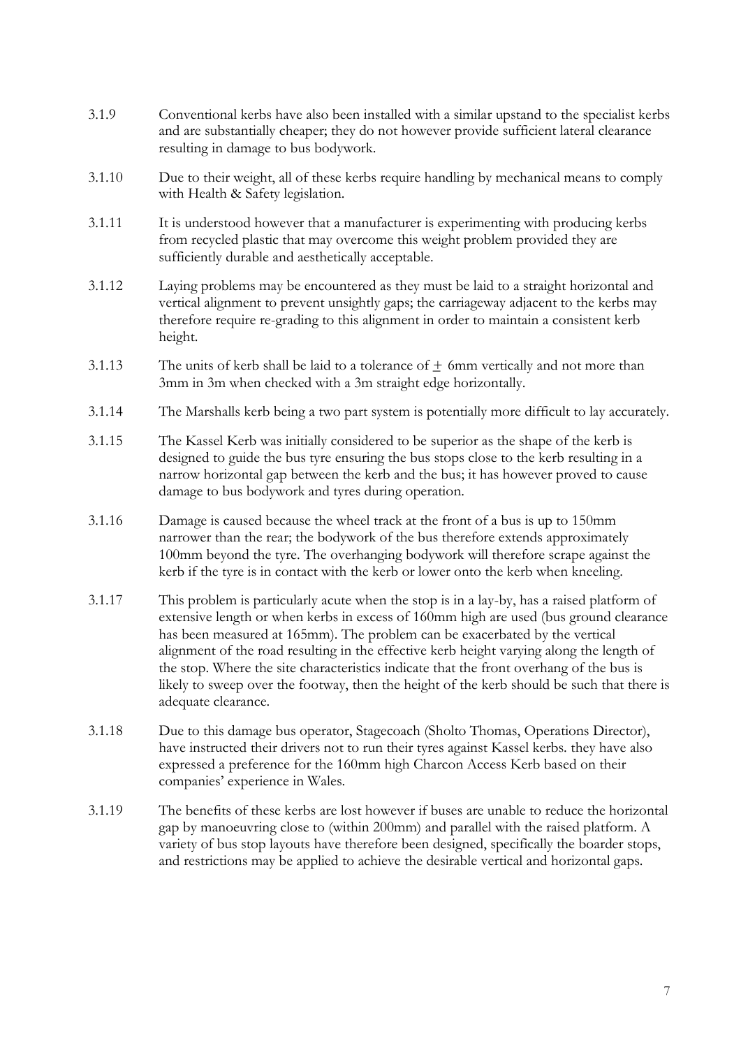3.1.9 Conventional kerbs have also been installed with a similar upstand to the specialist kerbs and are substantially cheaper; they do not however provide sufficient lateral clearance resulting in damage to bus bodywork.

3.1.10 Due to their weight, all of these kerbs require handling by mechanical means to comply with Health & Safety legislation.

3.1.11 It is understood however that a manufacturer is experimenting with producing kerbs from recycled plastic that may overcome this weight problem provided they are sufficiently durable and aesthetically acceptable.

3.1.12 Laying problems may be encountered as they must be laid to a straight horizontal and vertical alignment to prevent unsightly gaps; the carriageway adjacent to the kerbs may therefore require re-grading to this alignment in order to maintain a consistent kerb height.

3.1.13 The units of kerb shall be laid to a tolerance of $\pm$ 6mm vertically and not more than 3mm in 3m when checked with a 3m straight edge horizontally.

3.1.14 The Marshalls kerb being a two part system is potentially more difficult to lay accurately.

3.1.15 The Kassel Kerb was initially considered to be superior as the shape of the kerb is designed to guide the bus tyre ensuring the bus stops close to the kerb resulting in a narrow horizontal gap between the kerb and the bus; it has however proved to cause damage to bus bodywork and tyres during operation.

3.1.16 Damage is caused because the wheel track at the front of a bus is up to 150mm narrower than the rear; the bodywork of the bus therefore extends approximately 100mm beyond the tyre. The overhanging bodywork will therefore scrape against the kerb if the tyre is in contact with the kerb or lower onto the kerb when kneeling.

3.1.17 This problem is particularly acute when the stop is in a lay-by, has a raised platform of extensive length or when kerbs in excess of 160mm high are used (bus ground clearance has been measured at 165mm). The problem can be exacerbated by the vertical alignment of the road resulting in the effective kerb height varying along the length of the stop. Where the site characteristics indicate that the front overhang of the bus is likely to sweep over the footway, then the height of the kerb should be such that there is adequate clearance.

3.1.18 Due to this damage bus operator, Stagecoach (Sholto Thomas, Operations Director), have instructed their drivers not to run their tyres against Kassel kerbs. they have also expressed a preference for the 160mm high Charcon Access Kerb based on their companies' experience in Wales.

3.1.19 The benefits of these kerbs are lost however if buses are unable to reduce the horizontal gap by manoeuvring close to (within 200mm) and parallel with the raised platform. A variety of bus stop layouts have therefore been designed, specifically the boarder stops, and restrictions may be applied to achieve the desirable vertical and horizontal gaps.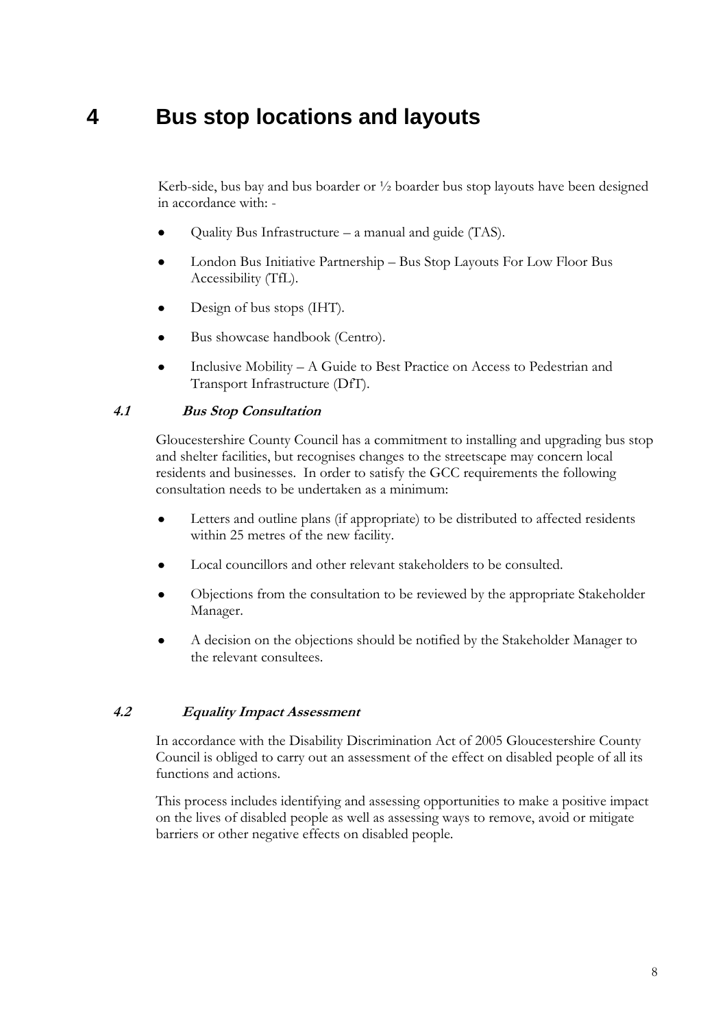# 4 Bus stop locations and layouts

Kerb-side, bus bay and bus boarder or ½ boarder bus stop layouts have been designed in accordance with: -

- Quality Bus Infrastructure – a manual and guide (TAS).
- London Bus Initiative Partnership – Bus Stop Layouts For Low Floor Bus Accessibility (TfL).
- Design of bus stops (IHT).
- Bus showcase handbook (Centro).
- Inclusive Mobility – A Guide to Best Practice on Access to Pedestrian and Transport Infrastructure (DfT).

### *4.1 Bus Stop Consultation*

Gloucestershire County Council has a commitment to installing and upgrading bus stop and shelter facilities, but recognises changes to the streetscape may concern local residents and businesses. In order to satisfy the GCC requirements the following consultation needs to be undertaken as a minimum:

- Letters and outline plans (if appropriate) to be distributed to affected residents within 25 metres of the new facility.
- Local councillors and other relevant stakeholders to be consulted.
- Objections from the consultation to be reviewed by the appropriate Stakeholder Manager.
- A decision on the objections should be notified by the Stakeholder Manager to the relevant consultees.

### *4.2 Equality Impact Assessment*

In accordance with the Disability Discrimination Act of 2005 Gloucestershire County Council is obliged to carry out an assessment of the effect on disabled people of all its functions and actions.

This process includes identifying and assessing opportunities to make a positive impact on the lives of disabled people as well as assessing ways to remove, avoid or mitigate barriers or other negative effects on disabled people.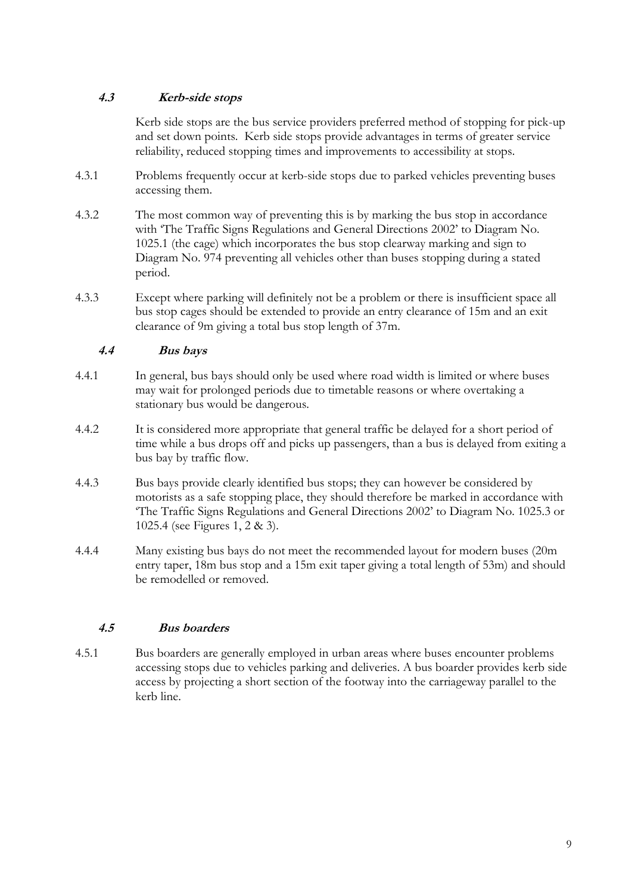### *4.3 Kerb-side stops*

Kerb side stops are the bus service providers preferred method of stopping for pick-up and set down points. Kerb side stops provide advantages in terms of greater service reliability, reduced stopping times and improvements to accessibility at stops.

4.3.1 Problems frequently occur at kerb-side stops due to parked vehicles preventing buses accessing them.

4.3.2 The most common way of preventing this is by marking the bus stop in accordance with 'The Traffic Signs Regulations and General Directions 2002' to Diagram No. 1025.1 (the cage) which incorporates the bus stop clearway marking and sign to Diagram No. 974 preventing all vehicles other than buses stopping during a stated period.

4.3.3 Except where parking will definitely not be a problem or there is insufficient space all bus stop cages should be extended to provide an entry clearance of 15m and an exit clearance of 9m giving a total bus stop length of 37m.

### *4.4 Bus bays*

4.4.1 In general, bus bays should only be used where road width is limited or where buses may wait for prolonged periods due to timetable reasons or where overtaking a stationary bus would be dangerous.

4.4.2 It is considered more appropriate that general traffic be delayed for a short period of time while a bus drops off and picks up passengers, than a bus is delayed from exiting a bus bay by traffic flow.

4.4.3 Bus bays provide clearly identified bus stops; they can however be considered by motorists as a safe stopping place, they should therefore be marked in accordance with 'The Traffic Signs Regulations and General Directions 2002' to Diagram No. 1025.3 or 1025.4 (see Figures 1, 2 & 3).

4.4.4 Many existing bus bays do not meet the recommended layout for modern buses (20m entry taper, 18m bus stop and a 15m exit taper giving a total length of 53m) and should be remodelled or removed.

### *4.5 Bus boarders*

4.5.1 Bus boarders are generally employed in urban areas where buses encounter problems accessing stops due to vehicles parking and deliveries. A bus boarder provides kerb side access by projecting a short section of the footway into the carriageway parallel to the kerb line.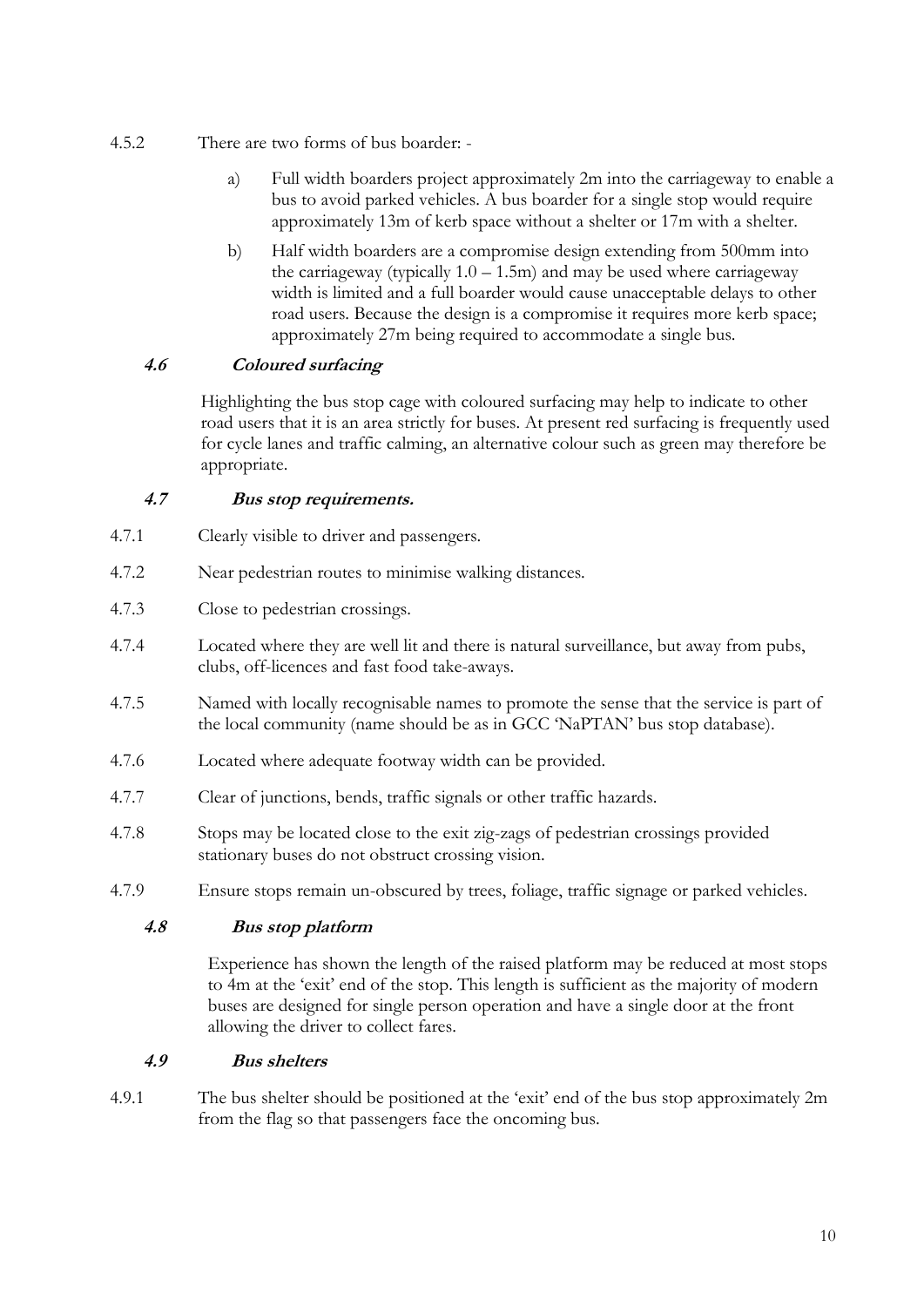4.5.2 There are two forms of bus boarder: -

a) Full width boarders project approximately 2m into the carriageway to enable a bus to avoid parked vehicles. A bus boarder for a single stop would require approximately 13m of kerb space without a shelter or 17m with a shelter.

b) Half width boarders are a compromise design extending from 500mm into the carriageway (typically 1.0 – 1.5m) and may be used where carriageway width is limited and a full boarder would cause unacceptable delays to other road users. Because the design is a compromise it requires more kerb space; approximately 27m being required to accommodate a single bus.

### *4.6 Coloured surfacing*

Highlighting the bus stop cage with coloured surfacing may help to indicate to other road users that it is an area strictly for buses. At present red surfacing is frequently used for cycle lanes and traffic calming, an alternative colour such as green may therefore be appropriate.

### *4.7 Bus stop requirements.*

4.7.1 Clearly visible to driver and passengers.

4.7.2 Near pedestrian routes to minimise walking distances.

4.7.3 Close to pedestrian crossings.

4.7.4 Located where they are well lit and there is natural surveillance, but away from pubs, clubs, off-licences and fast food take-aways.

4.7.5 Named with locally recognisable names to promote the sense that the service is part of the local community (name should be as in GCC 'NaPTAN' bus stop database).

4.7.6 Located where adequate footway width can be provided.

4.7.7 Clear of junctions, bends, traffic signals or other traffic hazards.

4.7.8 Stops may be located close to the exit zig-zags of pedestrian crossings provided stationary buses do not obstruct crossing vision.

4.7.9 Ensure stops remain un-obscured by trees, foliage, traffic signage or parked vehicles.

### *4.8 Bus stop platform*

Experience has shown the length of the raised platform may be reduced at most stops to 4m at the 'exit' end of the stop. This length is sufficient as the majority of modern buses are designed for single person operation and have a single door at the front allowing the driver to collect fares.

### *4.9 Bus shelters*

4.9.1 The bus shelter should be positioned at the 'exit' end of the bus stop approximately 2m from the flag so that passengers face the oncoming bus.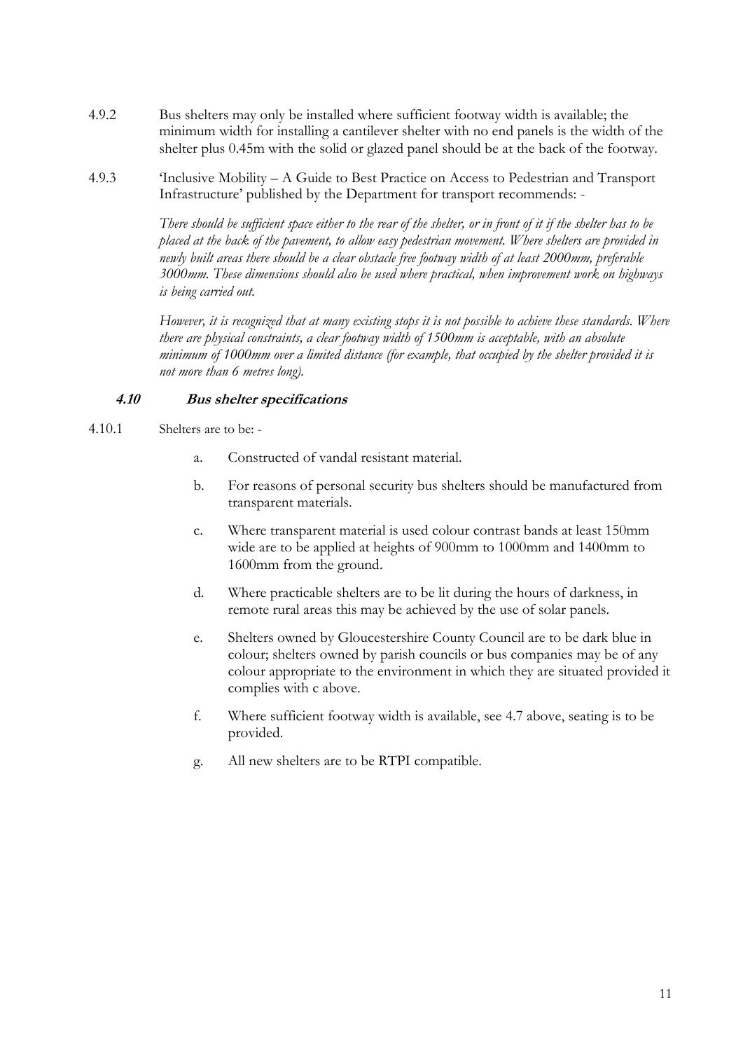4.9.2 Bus shelters may only be installed where sufficient footway width is available; the minimum width for installing a cantilever shelter with no end panels is the width of the shelter plus 0.45m with the solid or glazed panel should be at the back of the footway.

4.9.3 'Inclusive Mobility – A Guide to Best Practice on Access to Pedestrian and Transport Infrastructure' published by the Department for transport recommends: -

*There should be sufficient space either to the rear of the shelter, or in front of it if the shelter has to be placed at the back of the pavement, to allow easy pedestrian movement. Where shelters are provided in newly built areas there should be a clear obstacle free footway width of at least 2000mm, preferable 3000mm. These dimensions should also be used where practical, when improvement work on highways is being carried out.*

*However, it is recognized that at many existing stops it is not possible to achieve these standards. Where there are physical constraints, a clear footway width of 1500mm is acceptable, with an absolute minimum of 1000mm over a limited distance (for example, that occupied by the shelter provided it is not more than 6 metres long).*

### 4.10 Bus shelter specifications

4.10.1 Shelters are to be: -

a. Constructed of vandal resistant material.

b. For reasons of personal security bus shelters should be manufactured from transparent materials.

c. Where transparent material is used colour contrast bands at least 150mm wide are to be applied at heights of 900mm to 1000mm and 1400mm to 1600mm from the ground.

d. Where practicable shelters are to be lit during the hours of darkness, in remote rural areas this may be achieved by the use of solar panels.

e. Shelters owned by Gloucestershire County Council are to be dark blue in colour; shelters owned by parish councils or bus companies may be of any colour appropriate to the environment in which they are situated provided it complies with c above.

f. Where sufficient footway width is available, see 4.7 above, seating is to be provided.

g. All new shelters are to be RTPI compatible.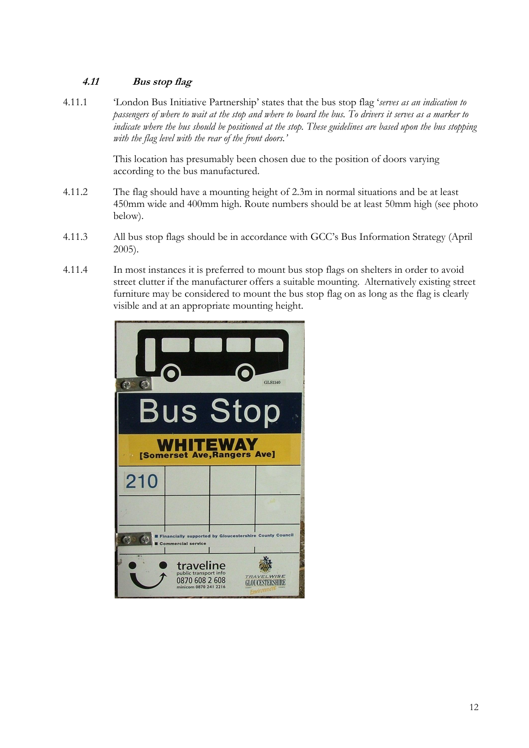### *4.11 Bus stop flag*

4.11.1 'London Bus Initiative Partnership' states that the bus stop flag '*serves as an indication to passengers of where to wait at the stop and where to board the bus. To drivers it serves as a marker to indicate where the bus should be positioned at the stop. These guidelines are based upon the bus stopping with the flag level with the rear of the front doors.*'

This location has presumably been chosen due to the position of doors varying according to the bus manufactured.

4.11.2 The flag should have a mounting height of 2.3m in normal situations and be at least 450mm wide and 400mm high. Route numbers should be at least 50mm high (see photo below).

4.11.3 All bus stop flags should be in accordance with GCC's Bus Information Strategy (April 2005).

4.11.4 In most instances it is preferred to mount bus stop flags on shelters in order to avoid street clutter if the manufacturer offers a suitable mounting. Alternatively existing street furniture may be considered to mount the bus stop flag on as long as the flag is clearly visible and at an appropriate mounting height.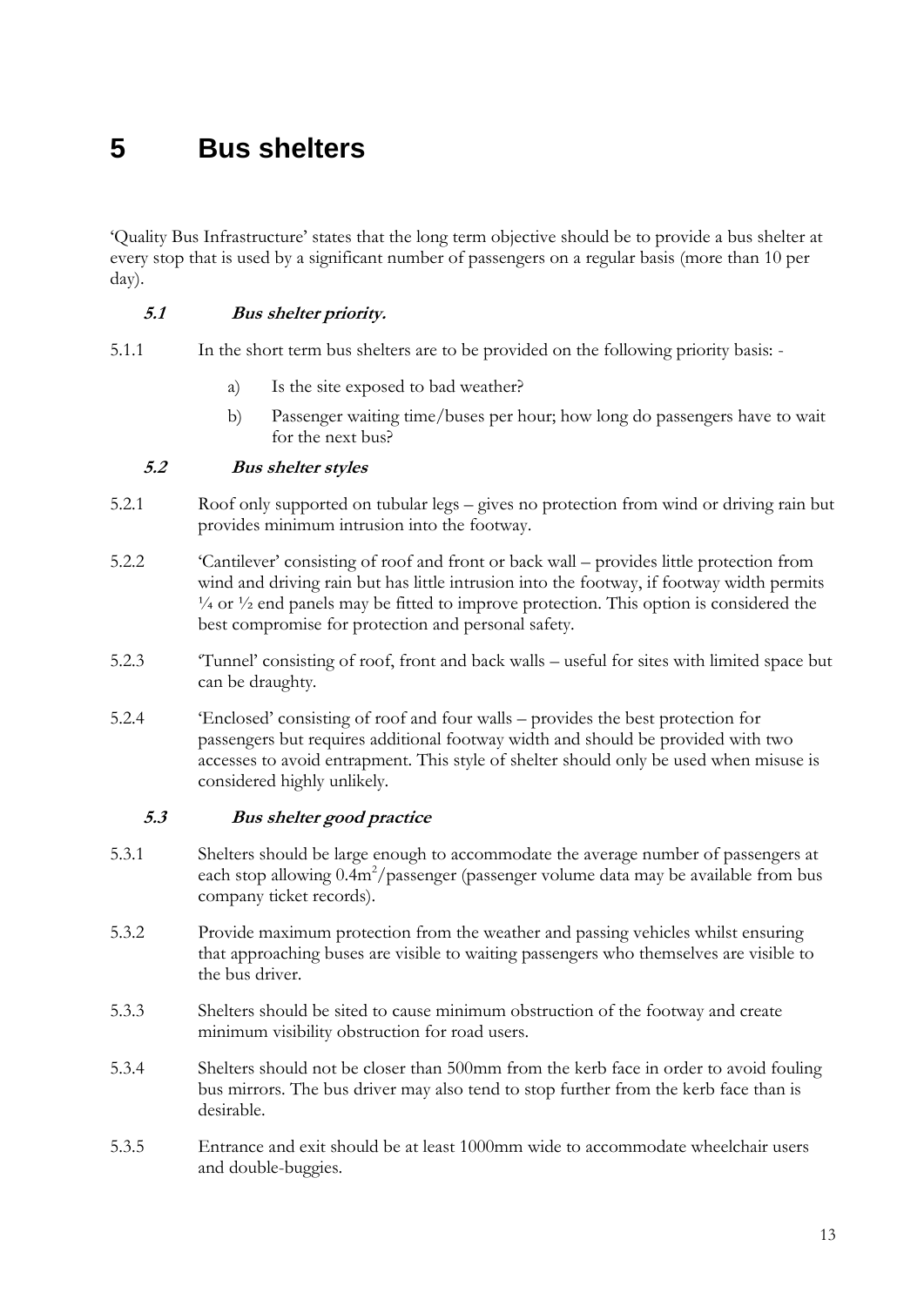# 5 Bus shelters

'Quality Bus Infrastructure' states that the long term objective should be to provide a bus shelter at every stop that is used by a significant number of passengers on a regular basis (more than 10 per day).

### *5.1 Bus shelter priority.*

5.1.1 In the short term bus shelters are to be provided on the following priority basis: -

a) Is the site exposed to bad weather?

b) Passenger waiting time/buses per hour; how long do passengers have to wait for the next bus?

### *5.2 Bus shelter styles*

5.2.1 Roof only supported on tubular legs – gives no protection from wind or driving rain but provides minimum intrusion into the footway.

5.2.2 'Cantilever' consisting of roof and front or back wall – provides little protection from wind and driving rain but has little intrusion into the footway, if footway width permits ¼ or ½ end panels may be fitted to improve protection. This option is considered the best compromise for protection and personal safety.

5.2.3 'Tunnel' consisting of roof, front and back walls – useful for sites with limited space but can be draughty.

5.2.4 'Enclosed' consisting of roof and four walls – provides the best protection for passengers but requires additional footway width and should be provided with two accesses to avoid entrapment. This style of shelter should only be used when misuse is considered highly unlikely.

### *5.3 Bus shelter good practice*

5.3.1 Shelters should be large enough to accommodate the average number of passengers at each stop allowing $0.4m^2$/passenger (passenger volume data may be available from bus company ticket records).

5.3.2 Provide maximum protection from the weather and passing vehicles whilst ensuring that approaching buses are visible to waiting passengers who themselves are visible to the bus driver.

5.3.3 Shelters should be sited to cause minimum obstruction of the footway and create minimum visibility obstruction for road users.

5.3.4 Shelters should not be closer than 500mm from the kerb face in order to avoid fouling bus mirrors. The bus driver may also tend to stop further from the kerb face than is desirable.

5.3.5 Entrance and exit should be at least 1000mm wide to accommodate wheelchair users and double-buggies.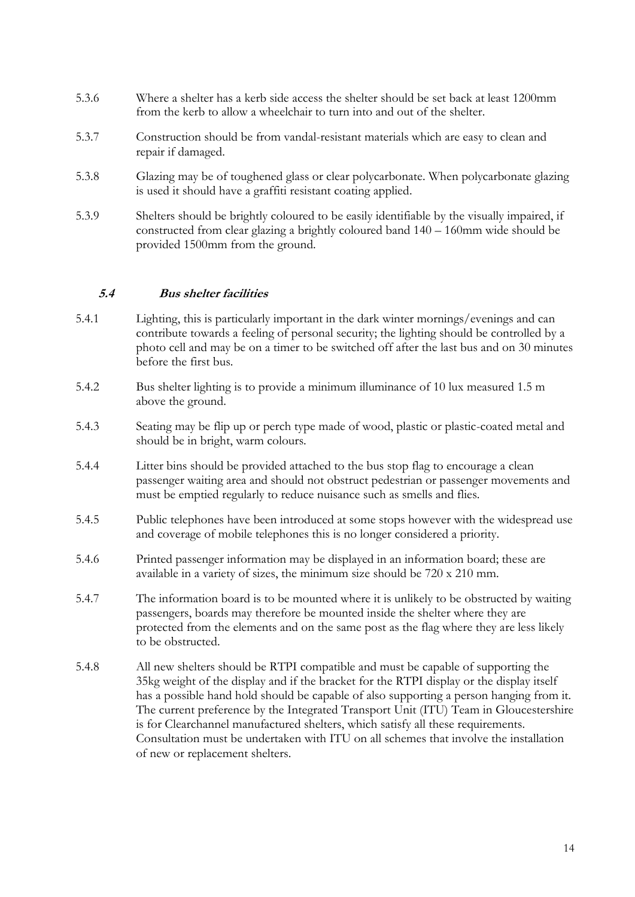5.3.6 Where a shelter has a kerb side access the shelter should be set back at least 1200mm from the kerb to allow a wheelchair to turn into and out of the shelter.

5.3.7 Construction should be from vandal-resistant materials which are easy to clean and repair if damaged.

5.3.8 Glazing may be of toughened glass or clear polycarbonate. When polycarbonate glazing is used it should have a graffiti resistant coating applied.

5.3.9 Shelters should be brightly coloured to be easily identifiable by the visually impaired, if constructed from clear glazing a brightly coloured band 140 – 160mm wide should be provided 1500mm from the ground.

### *5.4 Bus shelter facilities*

5.4.1 Lighting, this is particularly important in the dark winter mornings/evenings and can contribute towards a feeling of personal security; the lighting should be controlled by a photo cell and may be on a timer to be switched off after the last bus and on 30 minutes before the first bus.

5.4.2 Bus shelter lighting is to provide a minimum illuminance of 10 lux measured 1.5 m above the ground.

5.4.3 Seating may be flip up or perch type made of wood, plastic or plastic-coated metal and should be in bright, warm colours.

5.4.4 Litter bins should be provided attached to the bus stop flag to encourage a clean passenger waiting area and should not obstruct pedestrian or passenger movements and must be emptied regularly to reduce nuisance such as smells and flies.

5.4.5 Public telephones have been introduced at some stops however with the widespread use and coverage of mobile telephones this is no longer considered a priority.

5.4.6 Printed passenger information may be displayed in an information board; these are available in a variety of sizes, the minimum size should be 720 x 210 mm.

5.4.7 The information board is to be mounted where it is unlikely to be obstructed by waiting passengers, boards may therefore be mounted inside the shelter where they are protected from the elements and on the same post as the flag where they are less likely to be obstructed.

5.4.8 All new shelters should be RTPI compatible and must be capable of supporting the 35kg weight of the display and if the bracket for the RTPI display or the display itself has a possible hand hold should be capable of also supporting a person hanging from it. The current preference by the Integrated Transport Unit (ITU) Team in Gloucestershire is for Clearchannel manufactured shelters, which satisfy all these requirements. Consultation must be undertaken with ITU on all schemes that involve the installation of new or replacement shelters.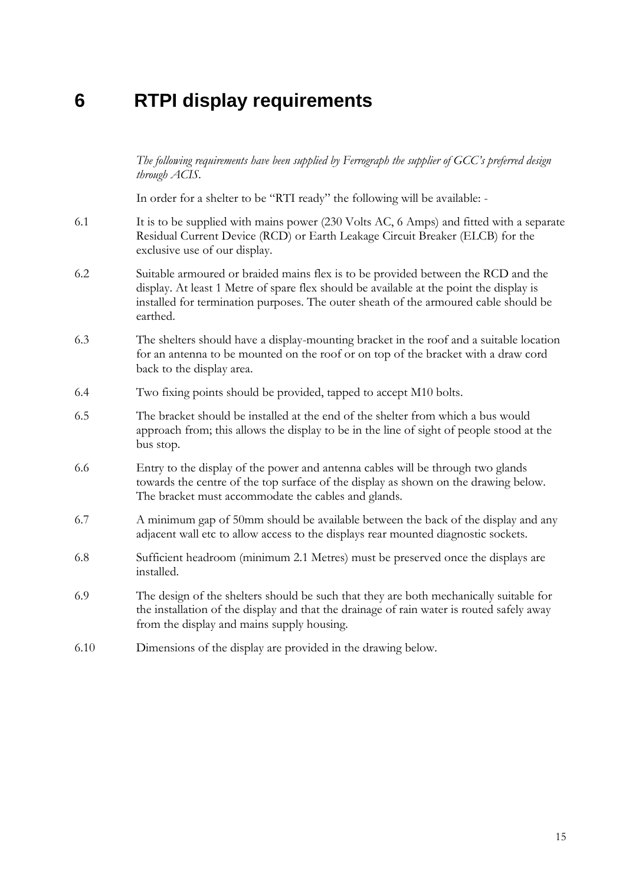# 6 RTPI display requirements

*The following requirements have been supplied by Ferrograph the supplier of GCC's preferred design through ACIS.*

In order for a shelter to be "RTI ready" the following will be available: -

6.1 It is to be supplied with mains power (230 Volts AC, 6 Amps) and fitted with a separate Residual Current Device (RCD) or Earth Leakage Circuit Breaker (ELCB) for the exclusive use of our display.

6.2 Suitable armoured or braided mains flex is to be provided between the RCD and the display. At least 1 Metre of spare flex should be available at the point the display is installed for termination purposes. The outer sheath of the armoured cable should be earthed.

6.3 The shelters should have a display-mounting bracket in the roof and a suitable location for an antenna to be mounted on the roof or on top of the bracket with a draw cord back to the display area.

6.4 Two fixing points should be provided, tapped to accept M10 bolts.

6.5 The bracket should be installed at the end of the shelter from which a bus would approach from; this allows the display to be in the line of sight of people stood at the bus stop.

6.6 Entry to the display of the power and antenna cables will be through two glands towards the centre of the top surface of the display as shown on the drawing below. The bracket must accommodate the cables and glands.

6.7 A minimum gap of 50mm should be available between the back of the display and any adjacent wall etc to allow access to the displays rear mounted diagnostic sockets.

6.8 Sufficient headroom (minimum 2.1 Metres) must be preserved once the displays are installed.

6.9 The design of the shelters should be such that they are both mechanically suitable for the installation of the display and that the drainage of rain water is routed safely away from the display and mains supply housing.

6.10 Dimensions of the display are provided in the drawing below.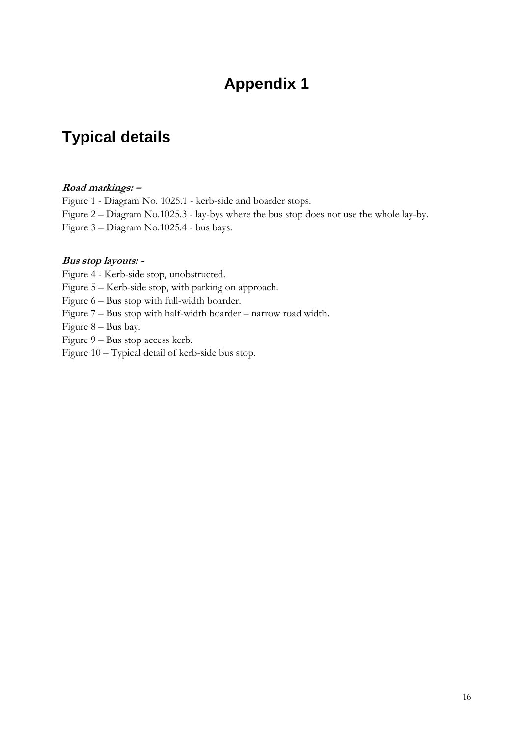# Appendix 1

## Typical details

***Road markings: –***

Figure 1 - Diagram No. 1025.1 - kerb-side and boarder stops.
Figure 2 – Diagram No.1025.3 - lay-bys where the bus stop does not use the whole lay-by.
Figure 3 – Diagram No.1025.4 - bus bays.

***Bus stop layouts: -***

Figure 4 - Kerb-side stop, unobstructed.
Figure 5 – Kerb-side stop, with parking on approach.
Figure 6 – Bus stop with full-width boarder.
Figure 7 – Bus stop with half-width boarder – narrow road width.
Figure 8 – Bus bay.
Figure 9 – Bus stop access kerb.
Figure 10 – Typical detail of kerb-side bus stop.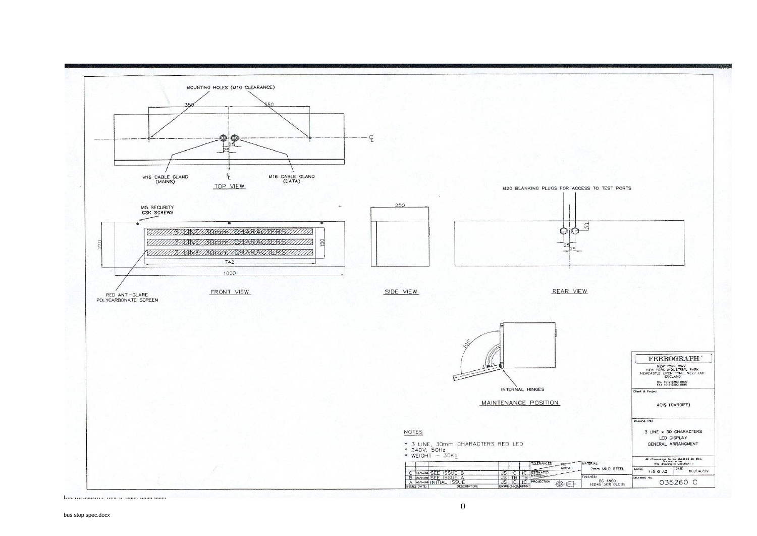MOUNTING HOLES (M10 CLEARANCE)

350 350

25

25

M16 CABLE GLAND (MAINS)

M16 CABLE GLAND (DATA)

TOP VIEW

M5 SECURITY CSK SCREWS

3 LINE 30mm CHARACTERS

3 LINE 30mm CHARACTERS

3 LINE 30mm CHARACTERS

220 150

742

1000

RED ANTI-GLARE POLYCARBONATE SCREEN

FRONT VIEW

250

SIDE VIEW

M20 BLANKING PLUGS FOR ACCESS TO TEST PORTS

50

25

25

REAR VIEW

105°

INTERNAL HINGES

MAINTENANCE POSITION

NOTES

- 3 LINE, 30mm CHARACTERS RED LED
- 240V, 50Hz
- WEIGHT – 35Kg

| ISSUE | DATE | DESCRIPTION | DRWN | CHKD | APPR |
|---|---|---|---|---|---|
| C | 12/04/99 | SEE ISSUE B | JS | IC | IC |
| B | 09/04/99 | SEE ISSUE A | JS | TB | TB |
| A | 08/04/99 | INITIAL ISSUE | JS | IC | IC |

TOLERANCES: SEE ABOVE

ESTIMATED MASS(kg):

PROJECTION:

MATERIAL: 2mm MILD STEEL

FINISHES: BS 4800 18D45 30% GLOSS

**FERROGRAPH**

NEW YORK WAY
NEW YORK INDUSTRIAL PARK
NEWCASTLE UPON TYNE, NE27 0QF
ENGLAND

TEL (0191)280 8800
FAX (0191)280 8810

Client & Project: ACIS (CARDIFF)

Drawing Title: 3 LINE x 30 CHARACTERS LED DISPLAY GENERAL ARRANGMENT

All dimensions to be checked on site. Do not scale. This drawing is Copyright ©

SCALE: 1:5 @ A2

DATE: 08/04/99

DRAWING No. 035260 C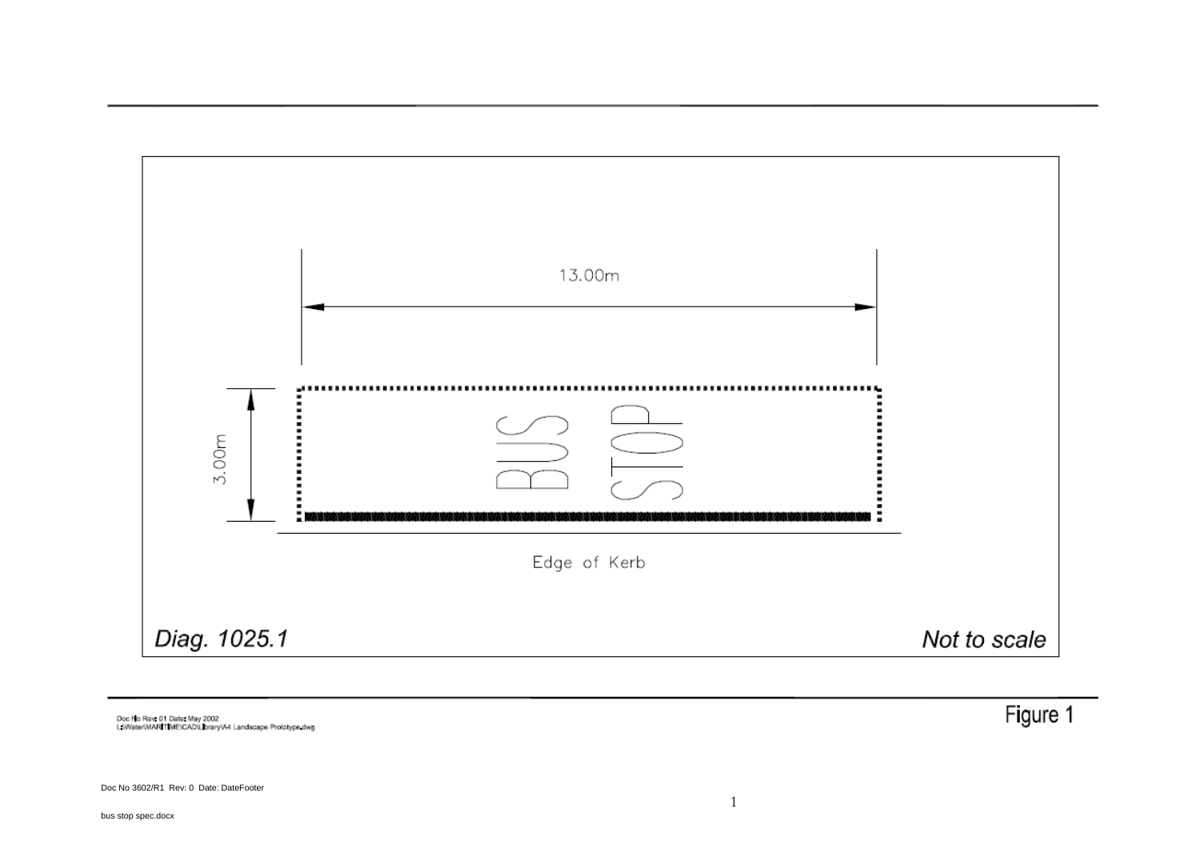13.00m

3.00m

BUS STOP

Edge of Kerb

*Diag. 1025.1*

*Not to scale*

Doc No Rev: 01 Date: May 2002
L:\Water\MARITIME\CAD\Library\A4 Landscape Prototype.dwg

Figure 1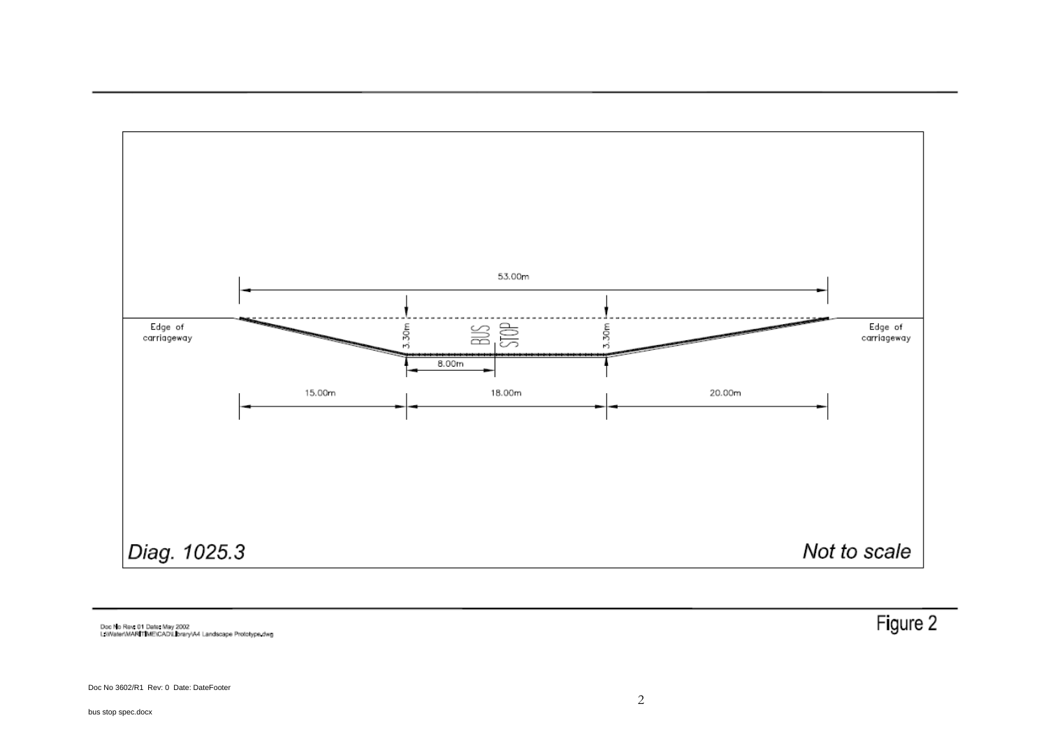53.00m

Edge of carriageway

3.30m

BUS STOP

3.30m

Edge of carriageway

8.00m

15.00m

18.00m

20.00m

*Diag. 1025.3*

*Not to scale*

Doc No Rev: 01 Date: May 2002
L:\Water\MARITIME\CAD\Library\A4 Landscape Prototype.dwg

Figure 2

Doc No 3602/R1 Rev: 0 Date: DateFooter

bus stop spec.docx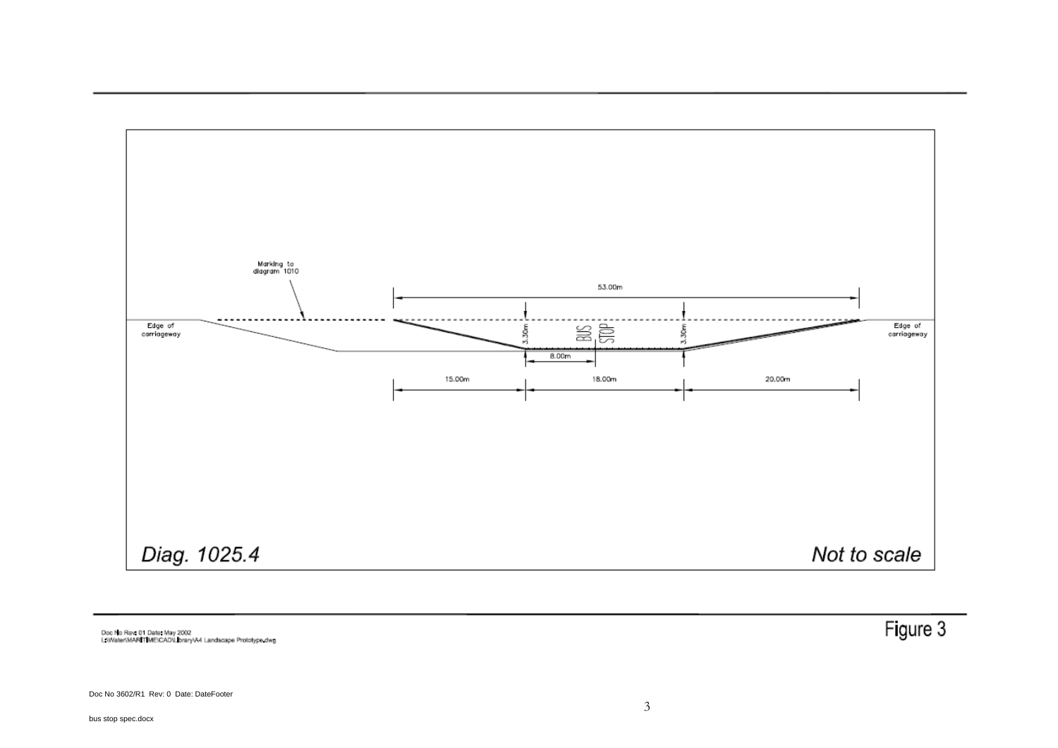Marking to diagram 1010

53.00m

Edge of carriageway

3.30m

BUS STOP

3.30m

Edge of carriageway

8.00m

15.00m

18.00m

20.00m

*Diag. 1025.4*

*Not to scale*

Doc No Rev: 01 Date: May 2002
L:\Water\MARITIME\CAD\Library\A4 Landscape Prototype.dwg

Figure 3

Doc No 3602/R1 Rev: 0 Date: DateFooter

bus stop spec.docx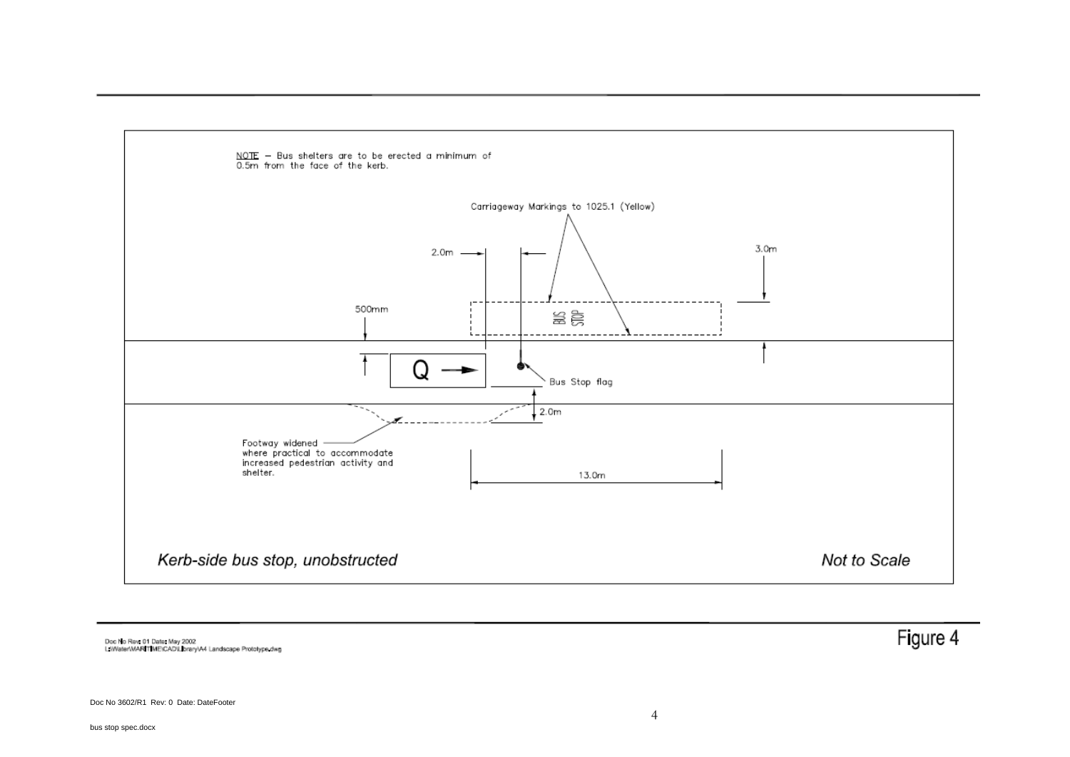NOTE – Bus shelters are to be erected a minimum of 0.5m from the face of the kerb.

Carriageway Markings to 1025.1 (Yellow)

2.0m

3.0m

500mm

BUS STOP

Q →

Bus Stop flag

2.0m

Footway widened where practical to accommodate increased pedestrian activity and shelter.

13.0m

*Kerb-side bus stop, unobstructed*

*Not to Scale*

Doc No Rev: 01 Date: May 2002
L:\Water\MARITIME\CAD\Library\A4 Landscape Prototype.dwg

Figure 4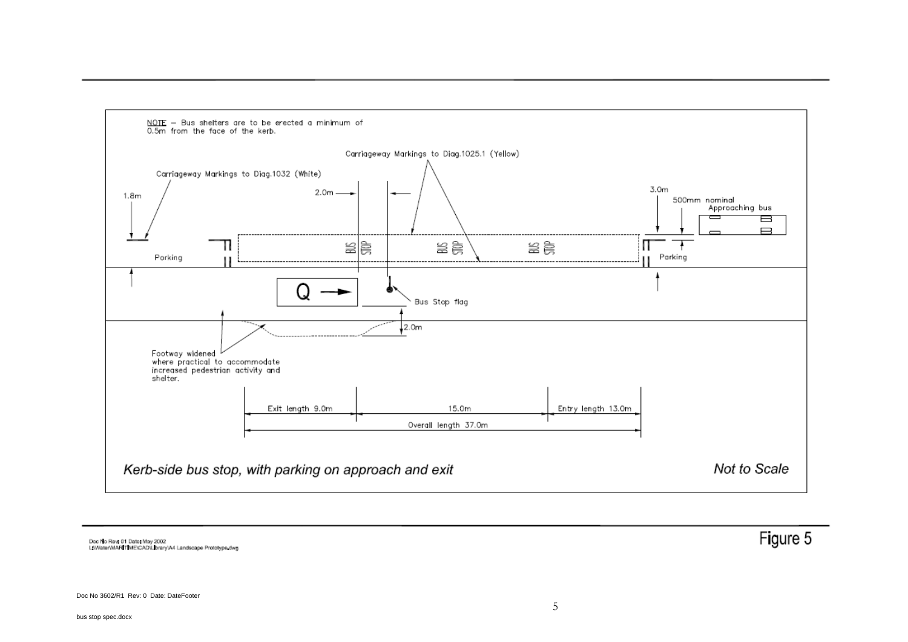NOTE – Bus shelters are to be erected a minimum of 0.5m from the face of the kerb.

Carriageway Markings to Diag.1025.1 (Yellow)

Carriageway Markings to Diag.1032 (White)

1.8m

2.0m

3.0m

500mm nominal

Approaching bus

BUS STOP

BUS STOP

BUS STOP

Parking

Parking

Q →

Bus Stop flag

2.0m

Footway widened where practical to accommodate increased pedestrian activity and shelter.

Exit length 9.0m

15.0m

Entry length 13.0m

Overall length 37.0m

*Kerb-side bus stop, with parking on approach and exit*

*Not to Scale*

Doc No Rev 01 Date May 2002
L:\Water\MARITIME\CAD\Library\A4 Landscape Prototype.dwg

Figure 5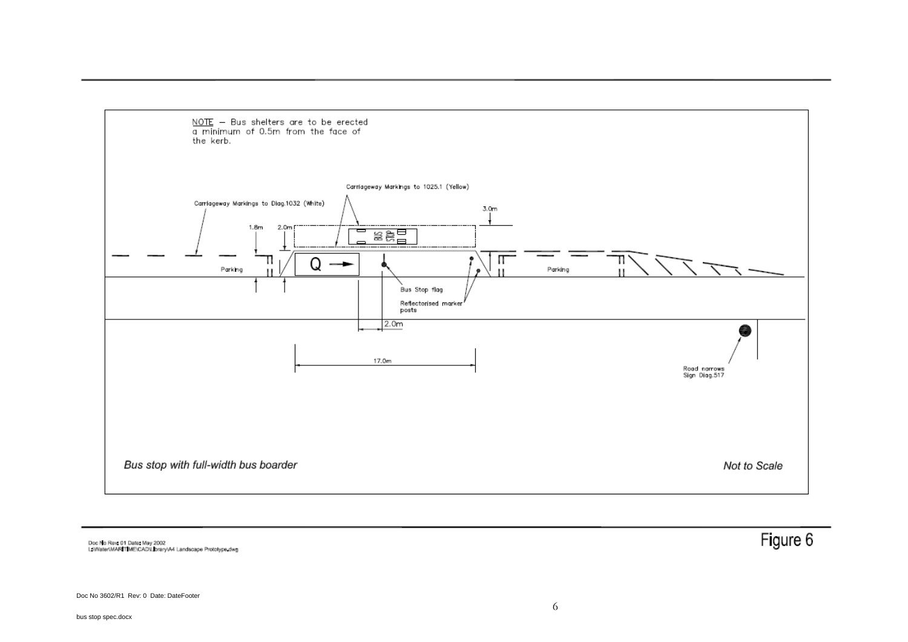NOTE – Bus shelters are to be erected a minimum of 0.5m from the face of the kerb.

Carriageway Markings to 1025.1 (Yellow)

Carriageway Markings to Diag.1032 (White)

1.8m

2.0m

3.0m

Parking

Parking

Bus Stop flag

Reflectorised marker posts

2.0m

17.0m

Road narrows Sign Diag.517

*Bus stop with full-width bus boarder*

*Not to Scale*

Doc No Rev: 01 Date: May 2002
L:\Water\MARITIME\CAD\Library\A4 Landscape Prototype.dwg

Figure 6

Doc No 3602/R1 Rev: 0 Date: DateFooter

bus stop spec.docx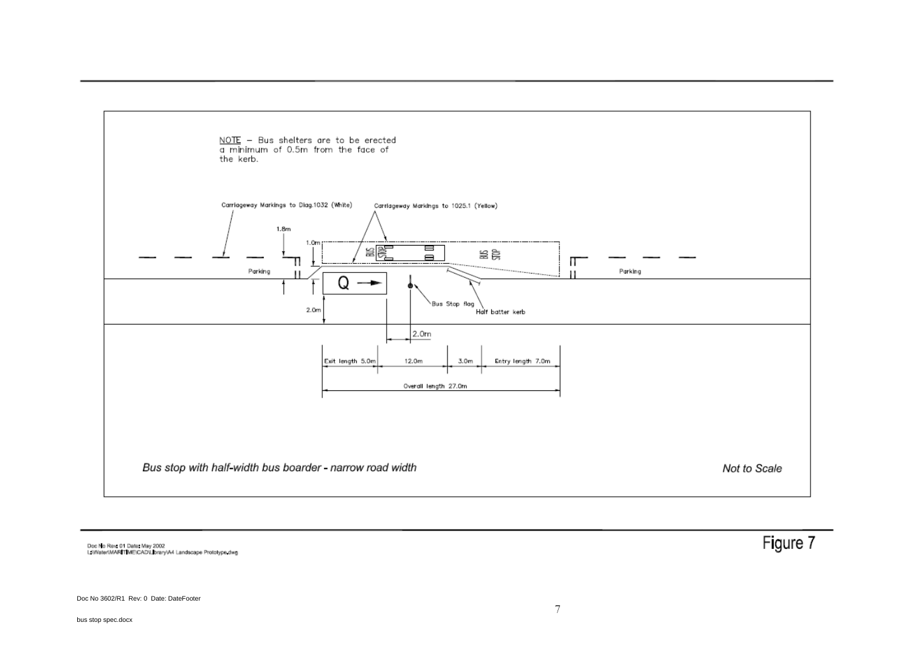NOTE – Bus shelters are to be erected a minimum of 0.5m from the face of the kerb.

Carriageway Markings to Diag.1032 (White)

Carriageway Markings to 1025.1 (Yellow)

1.8m

1.0m

BUS STOP

Parking

Q →

Bus Stop flag

Half batter kerb

2.0m

2.0m

Exit length 5.0m | 12.0m | 3.0m | Entry length 7.0m

Overall length 27.0m

*Bus stop with half-width bus boarder - narrow road width*

*Not to Scale*

Doc No Rev: 01 Date: May 2002
L:\Water\MARITIME\CAD\Library\A4 Landscape Prototype.dwg

Figure 7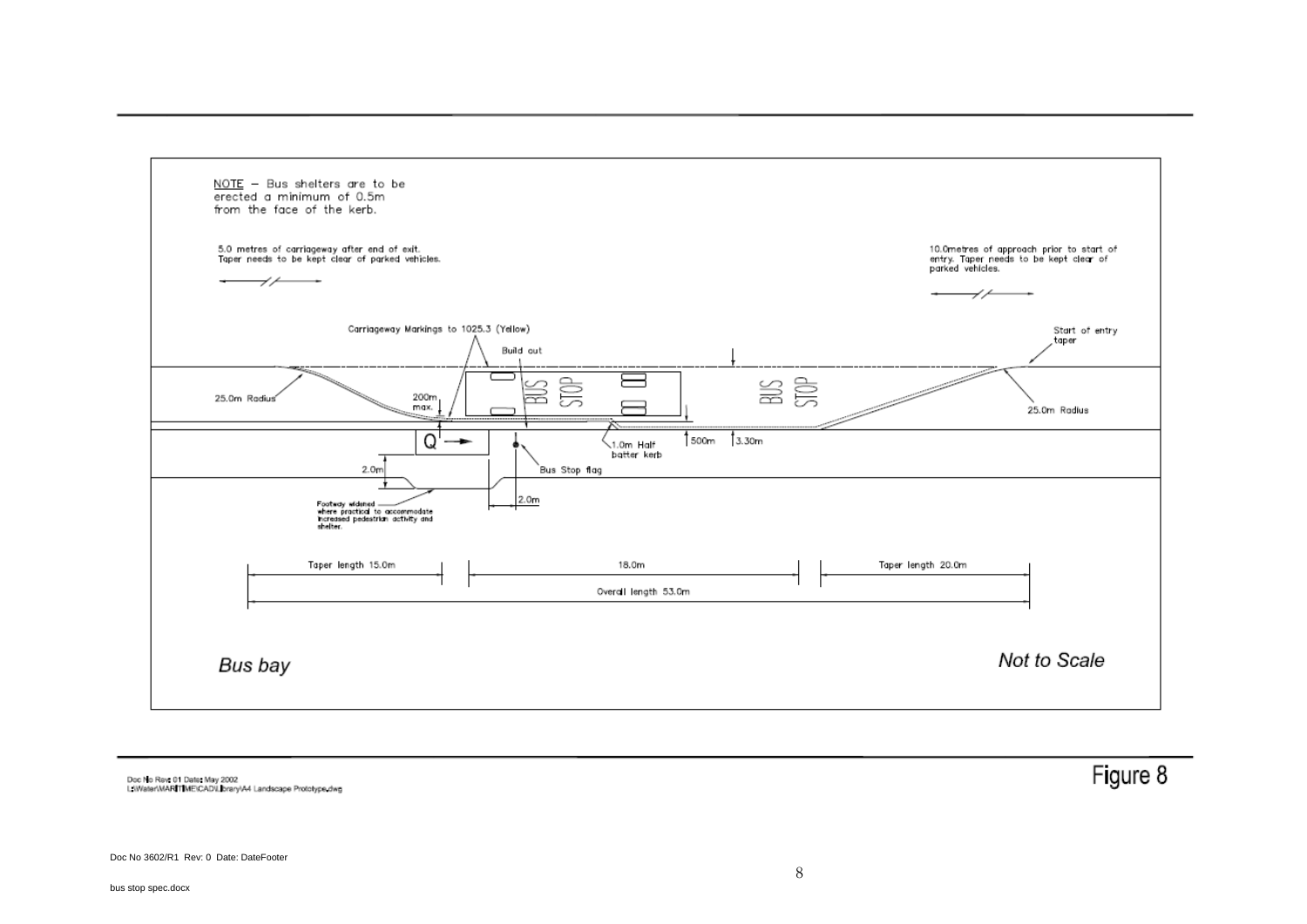NOTE – Bus shelters are to be erected a minimum of 0.5m from the face of the kerb.

5.0 metres of carriageway after end of exit. Taper needs to be kept clear of parked vehicles.

10.0metres of approach prior to start of entry. Taper needs to be kept clear of parked vehicles.

Carriageway Markings to 1025.3 (Yellow)

Build out

Start of entry taper

25.0m Radius

200m max.

BUS STOP

BUS STOP

25.0m Radius

Q

1.0m Half batter kerb

500m

3.30m

2.0m

Bus Stop flag

2.0m

Footway widened where practical to accommodate increased pedestrian activity and shelter.

Taper length 15.0m

18.0m

Taper length 20.0m

Overall length 53.0m

*Bus bay*

*Not to Scale*

Doc No Rev: 01 Date: May 2002
L:\Water\MARITIME\CAD\Library\A4 Landscape Prototype.dwg

Figure 8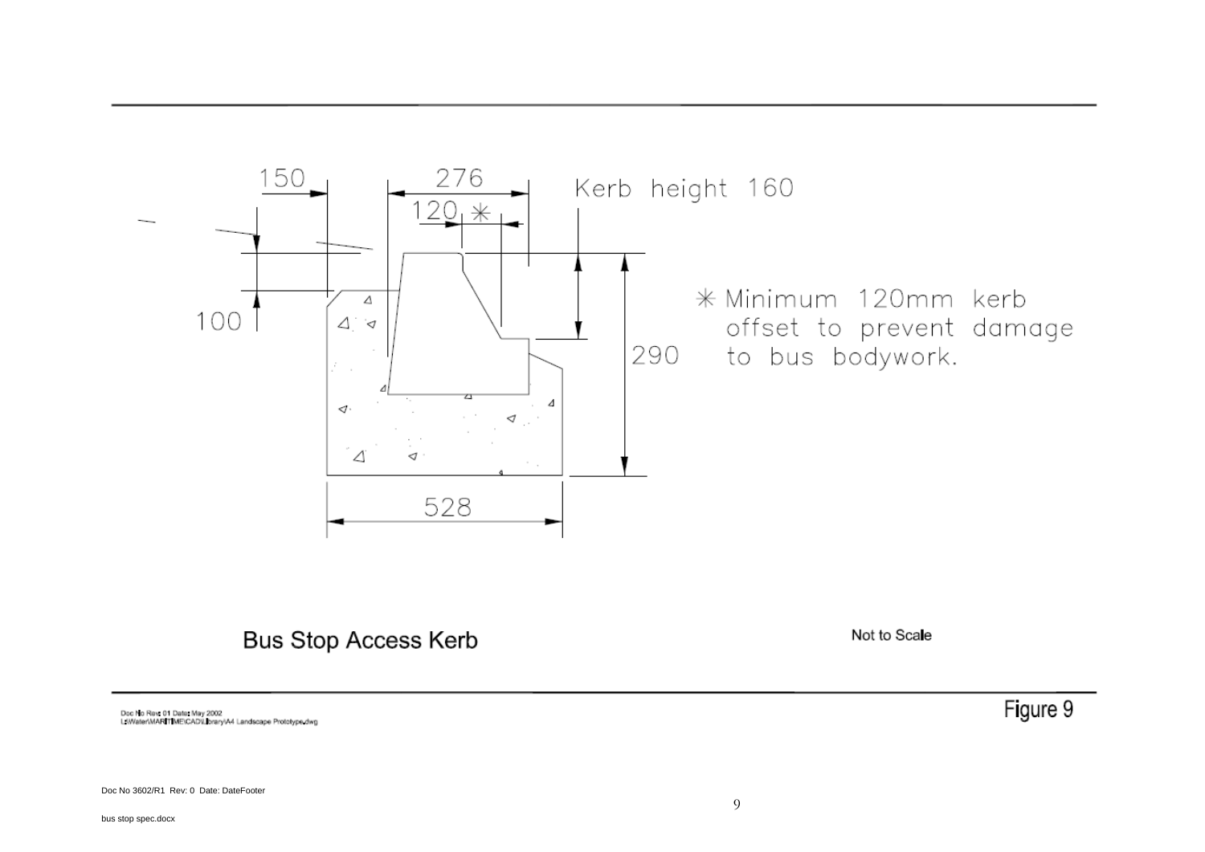150

276

120 ✳

Kerb height 160

100

290

✳ Minimum 120mm kerb offset to prevent damage to bus bodywork.

528

Bus Stop Access Kerb

Not to Scale

Doc No Rev: 01 Date: May 2002
L:\Water\MARITIME\CAD\Library\A4 Landscape Prototype.dwg

Figure 9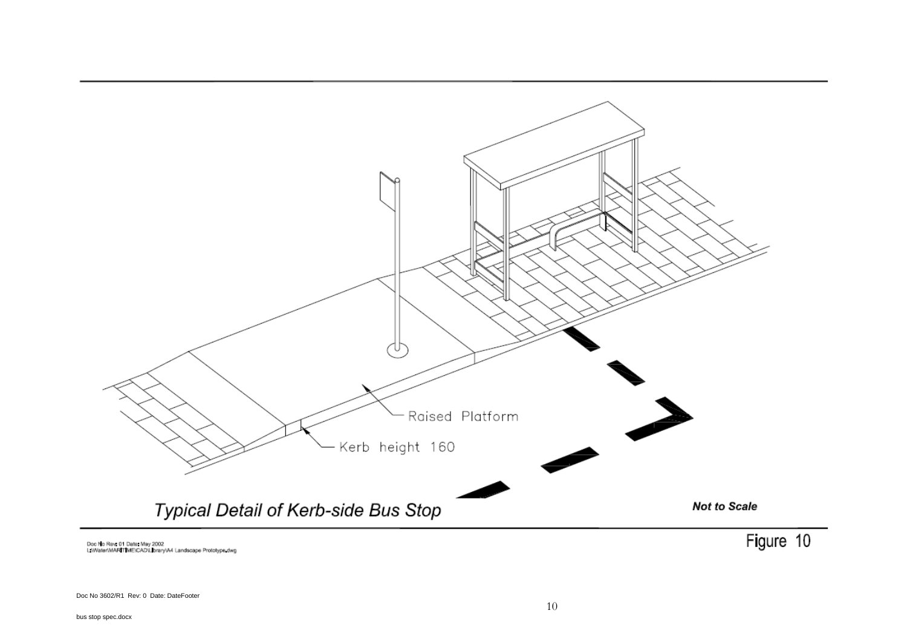Raised Platform

Kerb height 160

*Typical Detail of Kerb-side Bus Stop*

***Not to Scale***

Doc No Rev: 01 Date: May 2002
L:\Water\MARITIME\CAD\Library\A4 Landscape Prototype.dwg

Figure 10

Doc No 3602/R1 Rev: 0 Date: DateFooter

bus stop spec.docx